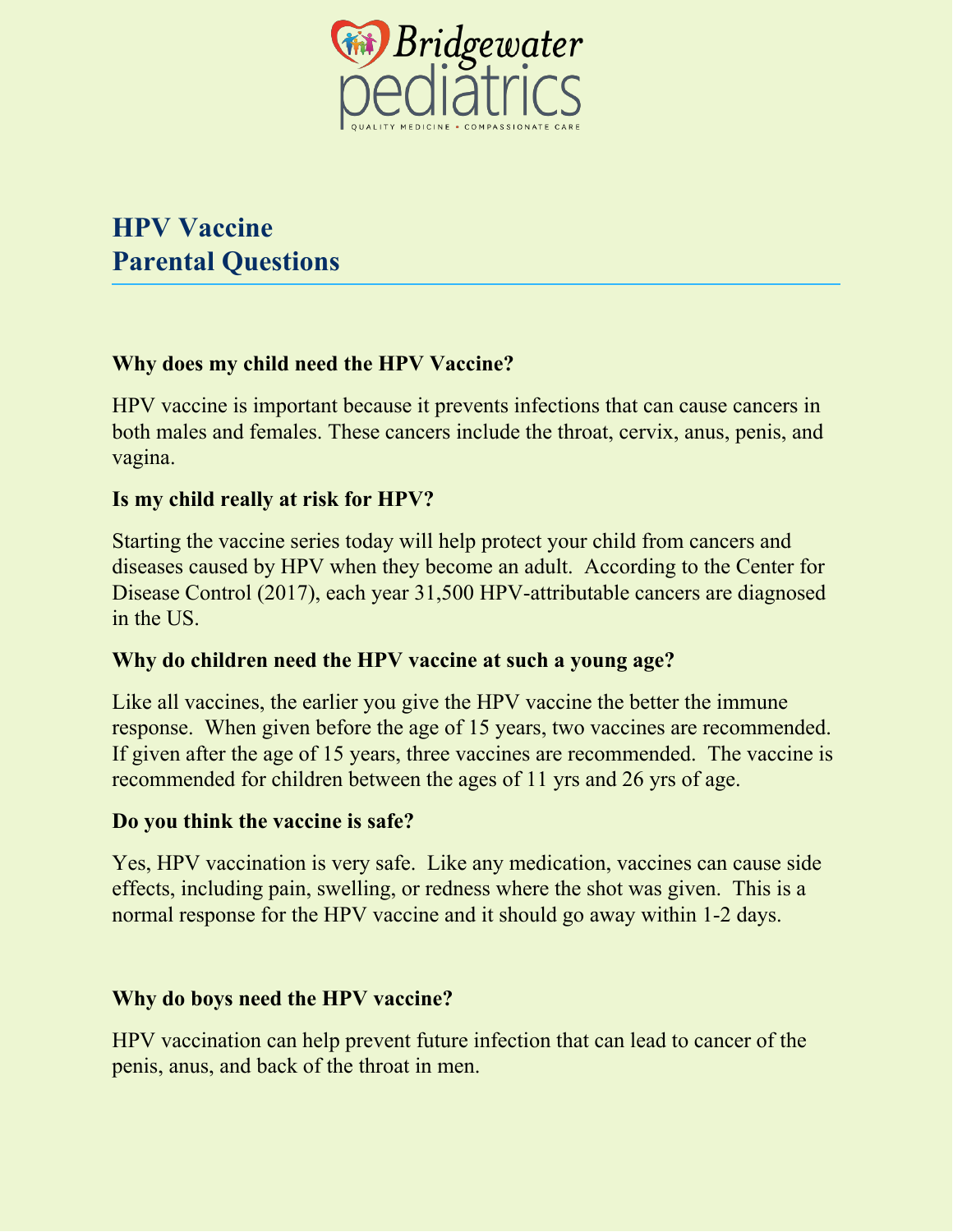Bridgewater pediatrics

QUALITY MEDICINE • COMPASSIONATE CARE

# HPV Vaccine
# Parental Questions

**Why does my child need the HPV Vaccine?**

HPV vaccine is important because it prevents infections that can cause cancers in both males and females. These cancers include the throat, cervix, anus, penis, and vagina.

**Is my child really at risk for HPV?**

Starting the vaccine series today will help protect your child from cancers and diseases caused by HPV when they become an adult. According to the Center for Disease Control (2017), each year 31,500 HPV-attributable cancers are diagnosed in the US.

**Why do children need the HPV vaccine at such a young age?**

Like all vaccines, the earlier you give the HPV vaccine the better the immune response. When given before the age of 15 years, two vaccines are recommended. If given after the age of 15 years, three vaccines are recommended. The vaccine is recommended for children between the ages of 11 yrs and 26 yrs of age.

**Do you think the vaccine is safe?**

Yes, HPV vaccination is very safe. Like any medication, vaccines can cause side effects, including pain, swelling, or redness where the shot was given. This is a normal response for the HPV vaccine and it should go away within 1-2 days.

**Why do boys need the HPV vaccine?**

HPV vaccination can help prevent future infection that can lead to cancer of the penis, anus, and back of the throat in men.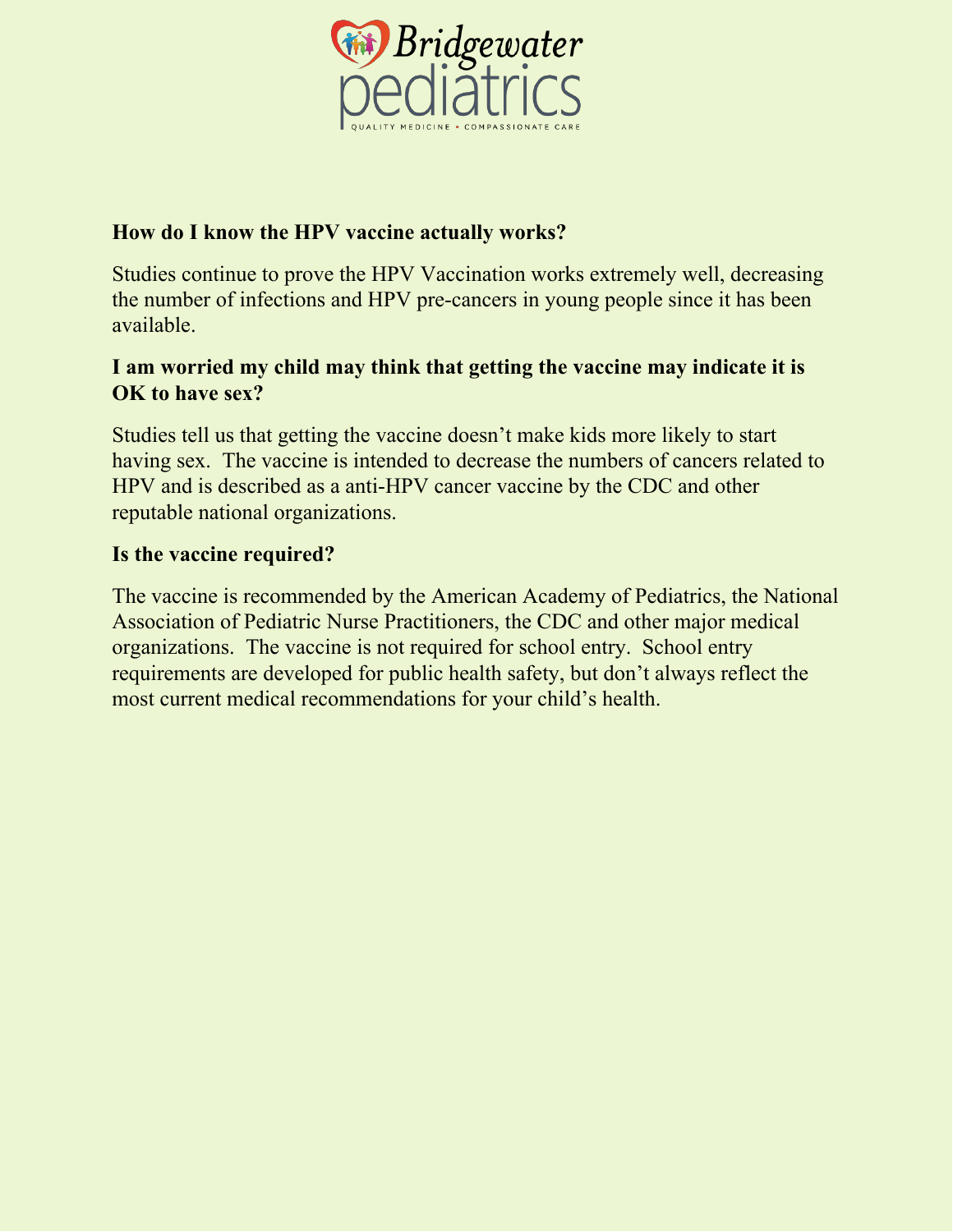**How do I know the HPV vaccine actually works?**

Studies continue to prove the HPV Vaccination works extremely well, decreasing the number of infections and HPV pre-cancers in young people since it has been available.

**I am worried my child may think that getting the vaccine may indicate it is OK to have sex?**

Studies tell us that getting the vaccine doesn't make kids more likely to start having sex. The vaccine is intended to decrease the numbers of cancers related to HPV and is described as a anti-HPV cancer vaccine by the CDC and other reputable national organizations.

**Is the vaccine required?**

The vaccine is recommended by the American Academy of Pediatrics, the National Association of Pediatric Nurse Practitioners, the CDC and other major medical organizations. The vaccine is not required for school entry. School entry requirements are developed for public health safety, but don't always reflect the most current medical recommendations for your child's health.